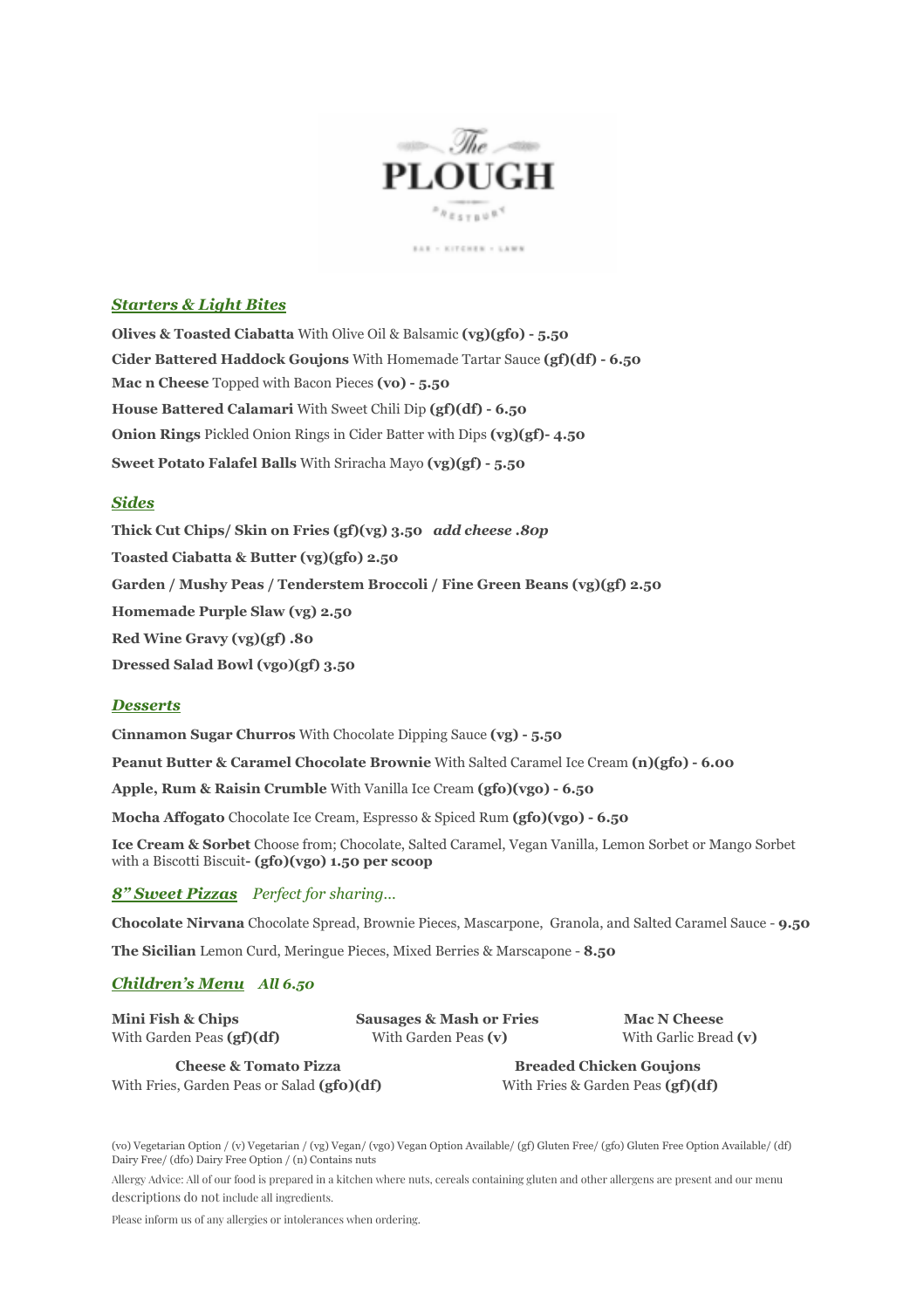# The PLOUGH

PRESTBURY

BAR · KITCHEN · LAWN

## *Starters & Light Bites*

**Olives & Toasted Ciabatta** With Olive Oil & Balsamic **(vg)(gfo) - 5.50**

**Cider Battered Haddock Goujons** With Homemade Tartar Sauce **(gf)(df) - 6.50**

**Mac n Cheese** Topped with Bacon Pieces **(vo) - 5.50**

**House Battered Calamari** With Sweet Chili Dip **(gf)(df) - 6.50**

**Onion Rings** Pickled Onion Rings in Cider Batter with Dips **(vg)(gf)- 4.50**

**Sweet Potato Falafel Balls** With Sriracha Mayo **(vg)(gf) - 5.50**

## *Sides*

**Thick Cut Chips/ Skin on Fries (gf)(vg) 3.50** ***add cheese .80p***

**Toasted Ciabatta & Butter (vg)(gfo) 2.50**

**Garden / Mushy Peas / Tenderstem Broccoli / Fine Green Beans (vg)(gf) 2.50**

**Homemade Purple Slaw (vg) 2.50**

**Red Wine Gravy (vg)(gf) .80**

**Dressed Salad Bowl (vgo)(gf) 3.50**

## *Desserts*

**Cinnamon Sugar Churros** With Chocolate Dipping Sauce **(vg) - 5.50**

**Peanut Butter & Caramel Chocolate Brownie** With Salted Caramel Ice Cream **(n)(gfo) - 6.00**

**Apple, Rum & Raisin Crumble** With Vanilla Ice Cream **(gfo)(vgo) - 6.50**

**Mocha Affogato** Chocolate Ice Cream, Espresso & Spiced Rum **(gfo)(vgo) - 6.50**

**Ice Cream & Sorbet** Choose from; Chocolate, Salted Caramel, Vegan Vanilla, Lemon Sorbet or Mango Sorbet with a Biscotti Biscuit**- (gfo)(vgo) 1.50 per scoop**

## *8" Sweet Pizzas* *Perfect for sharing...*

**Chocolate Nirvana** Chocolate Spread, Brownie Pieces, Mascarpone, Granola, and Salted Caramel Sauce - **9.50**

**The Sicilian** Lemon Curd, Meringue Pieces, Mixed Berries & Marscapone - **8.50**

## *Children's Menu* *All 6.50*

**Mini Fish & Chips**
With Garden Peas **(gf)(df)**

**Sausages & Mash or Fries**
With Garden Peas **(v)**

**Mac N Cheese**
With Garlic Bread **(v)**

**Cheese & Tomato Pizza**
With Fries, Garden Peas or Salad **(gfo)(df)**

**Breaded Chicken Goujons**
With Fries & Garden Peas **(gf)(df)**

(vo) Vegetarian Option / (v) Vegetarian / (vg) Vegan/ (vgo) Vegan Option Available/ (gf) Gluten Free/ (gfo) Gluten Free Option Available/ (df) Dairy Free/ (dfo) Dairy Free Option / (n) Contains nuts

Allergy Advice: All of our food is prepared in a kitchen where nuts, cereals containing gluten and other allergens are present and our menu descriptions do not include all ingredients.

Please inform us of any allergies or intolerances when ordering.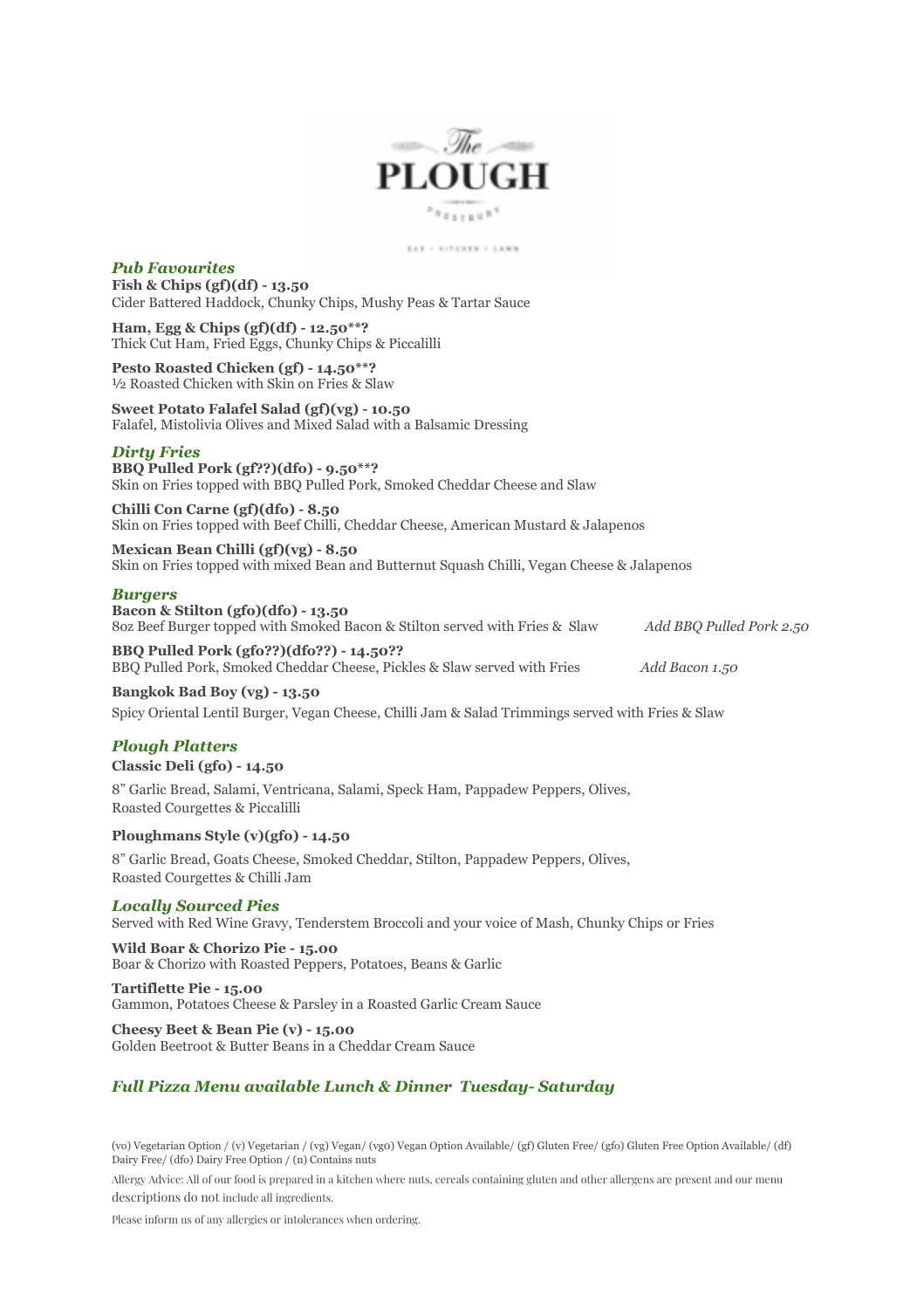# The PLOUGH

PRESTBURY

BAR · KITCHEN · LAWN

## *Pub Favourites*

**Fish & Chips (gf)(df) - 13.50**
Cider Battered Haddock, Chunky Chips, Mushy Peas & Tartar Sauce

**Ham, Egg & Chips (gf)(df) - 12.50**?**
Thick Cut Ham, Fried Eggs, Chunky Chips & Piccalilli

**Pesto Roasted Chicken (gf) - 14.50**?**
½ Roasted Chicken with Skin on Fries & Slaw

**Sweet Potato Falafel Salad (gf)(vg) - 10.50**
Falafel, Mistolivia Olives and Mixed Salad with a Balsamic Dressing

## *Dirty Fries*

**BBQ Pulled Pork (gf??)(dfo) - 9.50**?**
Skin on Fries topped with BBQ Pulled Pork, Smoked Cheddar Cheese and Slaw

**Chilli Con Carne (gf)(dfo) - 8.50**
Skin on Fries topped with Beef Chilli, Cheddar Cheese, American Mustard & Jalapenos

**Mexican Bean Chilli (gf)(vg) - 8.50**
Skin on Fries topped with mixed Bean and Butternut Squash Chilli, Vegan Cheese & Jalapenos

## *Burgers*

**Bacon & Stilton (gfo)(dfo) - 13.50**
8oz Beef Burger topped with Smoked Bacon & Stilton served with Fries & Slaw *Add BBQ Pulled Pork 2.50*

**BBQ Pulled Pork (gfo??)(dfo??) - 14.50??**
BBQ Pulled Pork, Smoked Cheddar Cheese, Pickles & Slaw served with Fries *Add Bacon 1.50*

**Bangkok Bad Boy (vg) - 13.50**
Spicy Oriental Lentil Burger, Vegan Cheese, Chilli Jam & Salad Trimmings served with Fries & Slaw

## *Plough Platters*

**Classic Deli (gfo) - 14.50**

8" Garlic Bread, Salami, Ventricana, Salami, Speck Ham, Pappadew Peppers, Olives, Roasted Courgettes & Piccalilli

**Ploughmans Style (v)(gfo) - 14.50**

8" Garlic Bread, Goats Cheese, Smoked Cheddar, Stilton, Pappadew Peppers, Olives, Roasted Courgettes & Chilli Jam

## *Locally Sourced Pies*

Served with Red Wine Gravy, Tenderstem Broccoli and your voice of Mash, Chunky Chips or Fries

**Wild Boar & Chorizo Pie - 15.00**
Boar & Chorizo with Roasted Peppers, Potatoes, Beans & Garlic

**Tartiflette Pie - 15.00**
Gammon, Potatoes Cheese & Parsley in a Roasted Garlic Cream Sauce

**Cheesy Beet & Bean Pie (v) - 15.00**
Golden Beetroot & Butter Beans in a Cheddar Cream Sauce

## *Full Pizza Menu available Lunch & Dinner Tuesday- Saturday*

(vo) Vegetarian Option / (v) Vegetarian / (vg) Vegan/ (vgo) Vegan Option Available/ (gf) Gluten Free/ (gfo) Gluten Free Option Available/ (df) Dairy Free/ (dfo) Dairy Free Option / (n) Contains nuts

Allergy Advice: All of our food is prepared in a kitchen where nuts, cereals containing gluten and other allergens are present and our menu descriptions do not include all ingredients.

Please inform us of any allergies or intolerances when ordering.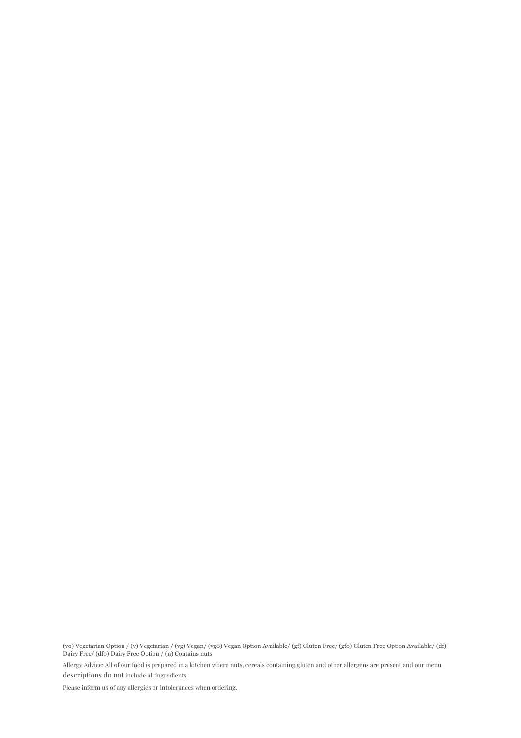(vo) Vegetarian Option / (v) Vegetarian / (vg) Vegan/ (vgo) Vegan Option Available/ (gf) Gluten Free/ (gfo) Gluten Free Option Available/ (df) Dairy Free/ (dfo) Dairy Free Option / (n) Contains nuts

Allergy Advice: All of our food is prepared in a kitchen where nuts, cereals containing gluten and other allergens are present and our menu descriptions do not include all ingredients.

Please inform us of any allergies or intolerances when ordering.